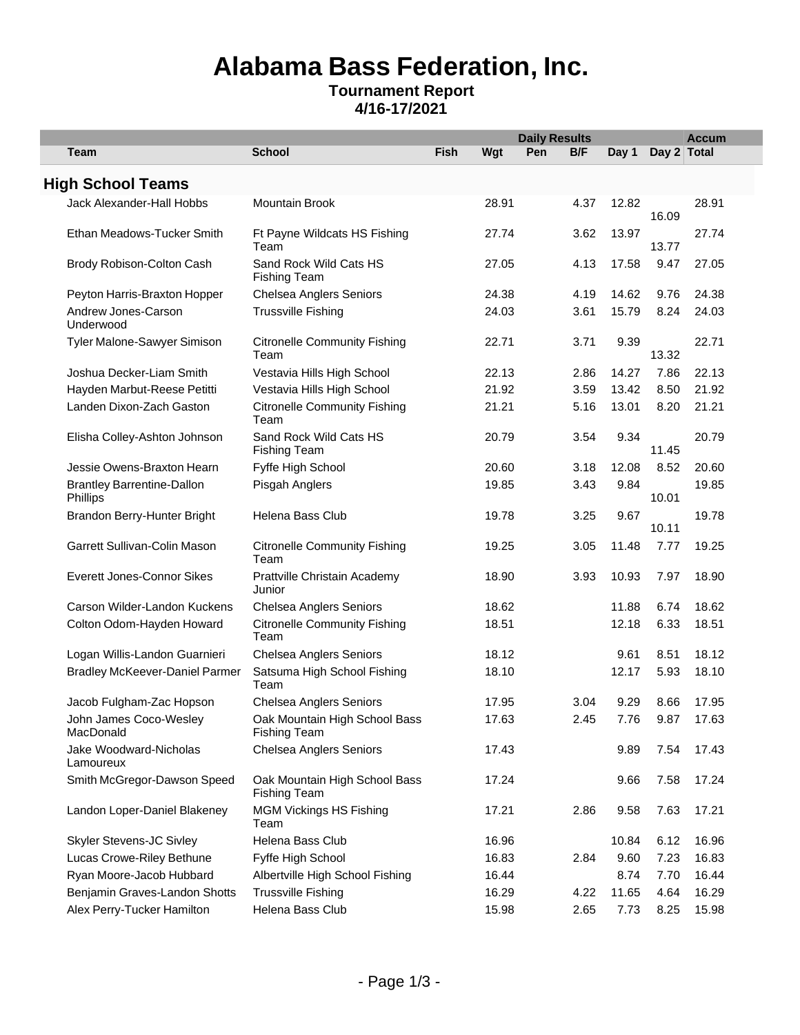# Alabama Bass Federation, Inc.

## Tournament Report
## 4/16-17/2021

| Team | School | Fish | Wgt | Pen | B/F | Day 1 | Day 2 | Accum Total |
|---|---|---|---|---|---|---|---|---|
| | | | | | Daily Results | | | |
| **High School Teams** | | | | | | | | |
| Jack Alexander-Hall Hobbs | Mountain Brook | | 28.91 | | 4.37 | 12.82 | 16.09 | 28.91 |
| Ethan Meadows-Tucker Smith | Ft Payne Wildcats HS Fishing Team | | 27.74 | | 3.62 | 13.97 | 13.77 | 27.74 |
| Brody Robison-Colton Cash | Sand Rock Wild Cats HS Fishing Team | | 27.05 | | 4.13 | 17.58 | 9.47 | 27.05 |
| Peyton Harris-Braxton Hopper | Chelsea Anglers Seniors | | 24.38 | | 4.19 | 14.62 | 9.76 | 24.38 |
| Andrew Jones-Carson Underwood | Trussville Fishing | | 24.03 | | 3.61 | 15.79 | 8.24 | 24.03 |
| Tyler Malone-Sawyer Simison | Citronelle Community Fishing Team | | 22.71 | | 3.71 | 9.39 | 13.32 | 22.71 |
| Joshua Decker-Liam Smith | Vestavia Hills High School | | 22.13 | | 2.86 | 14.27 | 7.86 | 22.13 |
| Hayden Marbut-Reese Petitti | Vestavia Hills High School | | 21.92 | | 3.59 | 13.42 | 8.50 | 21.92 |
| Landen Dixon-Zach Gaston | Citronelle Community Fishing Team | | 21.21 | | 5.16 | 13.01 | 8.20 | 21.21 |
| Elisha Colley-Ashton Johnson | Sand Rock Wild Cats HS Fishing Team | | 20.79 | | 3.54 | 9.34 | 11.45 | 20.79 |
| Jessie Owens-Braxton Hearn | Fyffe High School | | 20.60 | | 3.18 | 12.08 | 8.52 | 20.60 |
| Brantley Barrentine-Dallon Phillips | Pisgah Anglers | | 19.85 | | 3.43 | 9.84 | 10.01 | 19.85 |
| Brandon Berry-Hunter Bright | Helena Bass Club | | 19.78 | | 3.25 | 9.67 | 10.11 | 19.78 |
| Garrett Sullivan-Colin Mason | Citronelle Community Fishing Team | | 19.25 | | 3.05 | 11.48 | 7.77 | 19.25 |
| Everett Jones-Connor Sikes | Prattville Christain Academy Junior | | 18.90 | | 3.93 | 10.93 | 7.97 | 18.90 |
| Carson Wilder-Landon Kuckens | Chelsea Anglers Seniors | | 18.62 | | | 11.88 | 6.74 | 18.62 |
| Colton Odom-Hayden Howard | Citronelle Community Fishing Team | | 18.51 | | | 12.18 | 6.33 | 18.51 |
| Logan Willis-Landon Guarnieri | Chelsea Anglers Seniors | | 18.12 | | | 9.61 | 8.51 | 18.12 |
| Bradley McKeever-Daniel Parmer | Satsuma High School Fishing Team | | 18.10 | | | 12.17 | 5.93 | 18.10 |
| Jacob Fulgham-Zac Hopson | Chelsea Anglers Seniors | | 17.95 | | 3.04 | 9.29 | 8.66 | 17.95 |
| John James Coco-Wesley MacDonald | Oak Mountain High School Bass Fishing Team | | 17.63 | | 2.45 | 7.76 | 9.87 | 17.63 |
| Jake Woodward-Nicholas Lamoureux | Chelsea Anglers Seniors | | 17.43 | | | 9.89 | 7.54 | 17.43 |
| Smith McGregor-Dawson Speed | Oak Mountain High School Bass Fishing Team | | 17.24 | | | 9.66 | 7.58 | 17.24 |
| Landon Loper-Daniel Blakeney | MGM Vikings HS Fishing Team | | 17.21 | | 2.86 | 9.58 | 7.63 | 17.21 |
| Skyler Stevens-JC Sivley | Helena Bass Club | | 16.96 | | | 10.84 | 6.12 | 16.96 |
| Lucas Crowe-Riley Bethune | Fyffe High School | | 16.83 | | 2.84 | 9.60 | 7.23 | 16.83 |
| Ryan Moore-Jacob Hubbard | Albertville High School Fishing | | 16.44 | | | 8.74 | 7.70 | 16.44 |
| Benjamin Graves-Landon Shotts | Trussville Fishing | | 16.29 | | 4.22 | 11.65 | 4.64 | 16.29 |
| Alex Perry-Tucker Hamilton | Helena Bass Club | | 15.98 | | 2.65 | 7.73 | 8.25 | 15.98 |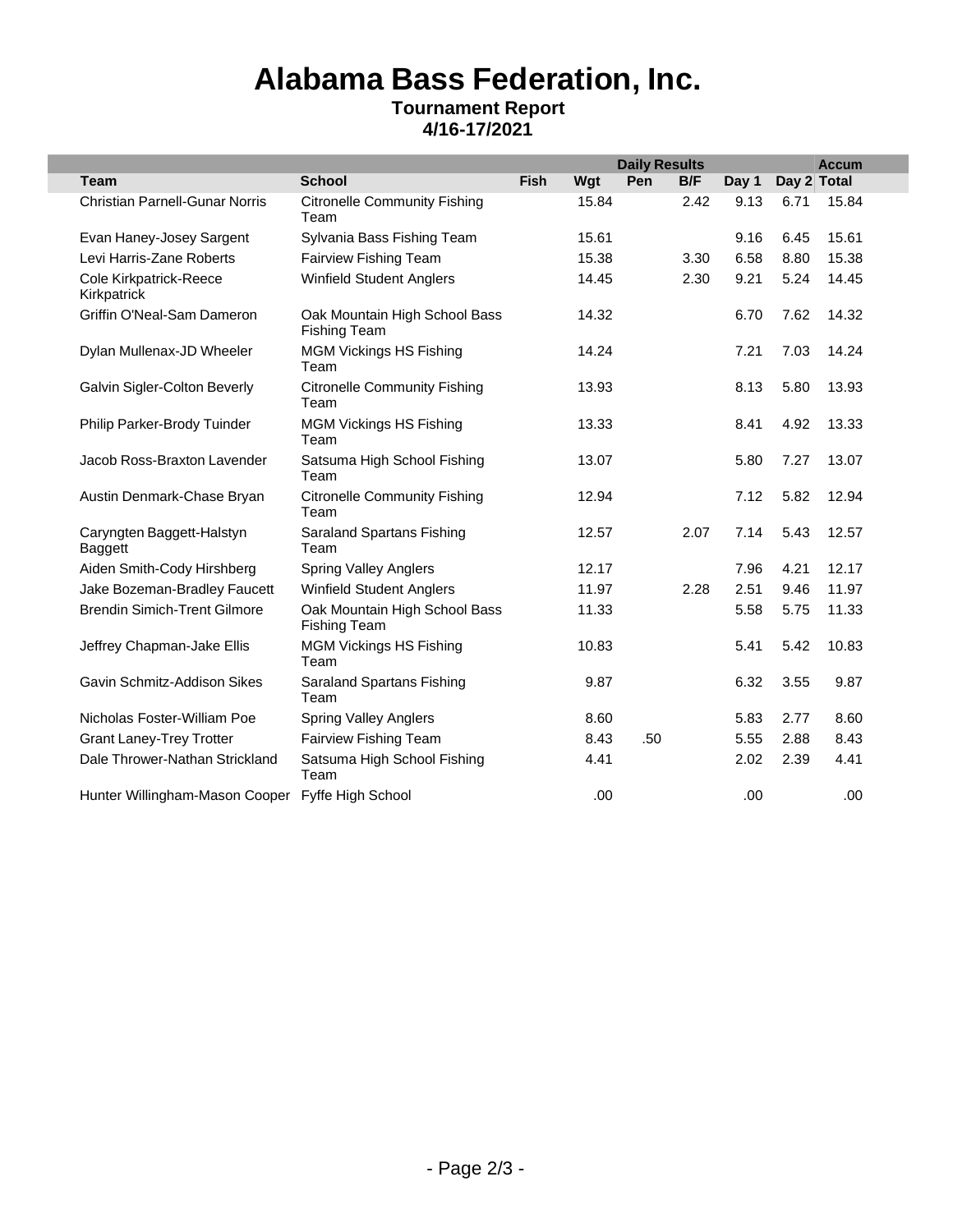# Alabama Bass Federation, Inc.

**Tournament Report**
**4/16-17/2021**

| | | Daily Results | | | | | | Accum |
|---|---|---|---|---|---|---|---|---|
| **Team** | **School** | **Fish** | **Wgt** | **Pen** | **B/F** | **Day 1** | **Day 2** | **Total** |
| Christian Parnell-Gunar Norris | Citronelle Community Fishing Team | | 15.84 | | 2.42 | 9.13 | 6.71 | 15.84 |
| Evan Haney-Josey Sargent | Sylvania Bass Fishing Team | | 15.61 | | | 9.16 | 6.45 | 15.61 |
| Levi Harris-Zane Roberts | Fairview Fishing Team | | 15.38 | | 3.30 | 6.58 | 8.80 | 15.38 |
| Cole Kirkpatrick-Reece Kirkpatrick | Winfield Student Anglers | | 14.45 | | 2.30 | 9.21 | 5.24 | 14.45 |
| Griffin O'Neal-Sam Dameron | Oak Mountain High School Bass Fishing Team | | 14.32 | | | 6.70 | 7.62 | 14.32 |
| Dylan Mullenax-JD Wheeler | MGM Vickings HS Fishing Team | | 14.24 | | | 7.21 | 7.03 | 14.24 |
| Galvin Sigler-Colton Beverly | Citronelle Community Fishing Team | | 13.93 | | | 8.13 | 5.80 | 13.93 |
| Philip Parker-Brody Tuinder | MGM Vickings HS Fishing Team | | 13.33 | | | 8.41 | 4.92 | 13.33 |
| Jacob Ross-Braxton Lavender | Satsuma High School Fishing Team | | 13.07 | | | 5.80 | 7.27 | 13.07 |
| Austin Denmark-Chase Bryan | Citronelle Community Fishing Team | | 12.94 | | | 7.12 | 5.82 | 12.94 |
| Caryngten Baggett-Halstyn Baggett | Saraland Spartans Fishing Team | | 12.57 | | 2.07 | 7.14 | 5.43 | 12.57 |
| Aiden Smith-Cody Hirshberg | Spring Valley Anglers | | 12.17 | | | 7.96 | 4.21 | 12.17 |
| Jake Bozeman-Bradley Faucett | Winfield Student Anglers | | 11.97 | | 2.28 | 2.51 | 9.46 | 11.97 |
| Brendin Simich-Trent Gilmore | Oak Mountain High School Bass Fishing Team | | 11.33 | | | 5.58 | 5.75 | 11.33 |
| Jeffrey Chapman-Jake Ellis | MGM Vickings HS Fishing Team | | 10.83 | | | 5.41 | 5.42 | 10.83 |
| Gavin Schmitz-Addison Sikes | Saraland Spartans Fishing Team | | 9.87 | | | 6.32 | 3.55 | 9.87 |
| Nicholas Foster-William Poe | Spring Valley Anglers | | 8.60 | | | 5.83 | 2.77 | 8.60 |
| Grant Laney-Trey Trotter | Fairview Fishing Team | | 8.43 | .50 | | 5.55 | 2.88 | 8.43 |
| Dale Thrower-Nathan Strickland | Satsuma High School Fishing Team | | 4.41 | | | 2.02 | 2.39 | 4.41 |
| Hunter Willingham-Mason Cooper | Fyffe High School | | .00 | | | .00 | | .00 |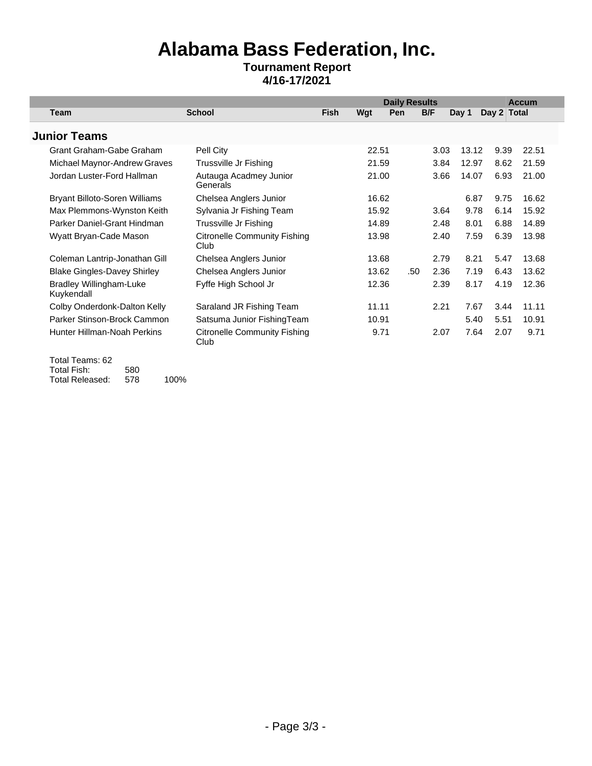# Alabama Bass Federation, Inc.

**Tournament Report**
**4/16-17/2021**

| | | | Daily Results | | | | | Accum |
|---|---|---|---|---|---|---|---|---|
| Team | School | Fish | Wgt | Pen | B/F | Day 1 | Day 2 | Total |
| **Junior Teams** | | | | | | | | |
| Grant Graham-Gabe Graham | Pell City | | 22.51 | | 3.03 | 13.12 | 9.39 | 22.51 |
| Michael Maynor-Andrew Graves | Trussville Jr Fishing | | 21.59 | | 3.84 | 12.97 | 8.62 | 21.59 |
| Jordan Luster-Ford Hallman | Autauga Acadmey Junior Generals | | 21.00 | | 3.66 | 14.07 | 6.93 | 21.00 |
| Bryant Billoto-Soren Williams | Chelsea Anglers Junior | | 16.62 | | | 6.87 | 9.75 | 16.62 |
| Max Plemmons-Wynston Keith | Sylvania Jr Fishing Team | | 15.92 | | 3.64 | 9.78 | 6.14 | 15.92 |
| Parker Daniel-Grant Hindman | Trussville Jr Fishing | | 14.89 | | 2.48 | 8.01 | 6.88 | 14.89 |
| Wyatt Bryan-Cade Mason | Citronelle Community Fishing Club | | 13.98 | | 2.40 | 7.59 | 6.39 | 13.98 |
| Coleman Lantrip-Jonathan Gill | Chelsea Anglers Junior | | 13.68 | | 2.79 | 8.21 | 5.47 | 13.68 |
| Blake Gingles-Davey Shirley | Chelsea Anglers Junior | | 13.62 | .50 | 2.36 | 7.19 | 6.43 | 13.62 |
| Bradley Willingham-Luke Kuykendall | Fyffe High School Jr | | 12.36 | | 2.39 | 8.17 | 4.19 | 12.36 |
| Colby Onderdonk-Dalton Kelly | Saraland JR Fishing Team | | 11.11 | | 2.21 | 7.67 | 3.44 | 11.11 |
| Parker Stinson-Brock Cammon | Satsuma Junior FishingTeam | | 10.91 | | | 5.40 | 5.51 | 10.91 |
| Hunter Hillman-Noah Perkins | Citronelle Community Fishing Club | | 9.71 | | 2.07 | 7.64 | 2.07 | 9.71 |

Total Teams: 62
Total Fish: 580
Total Released: 578 100%